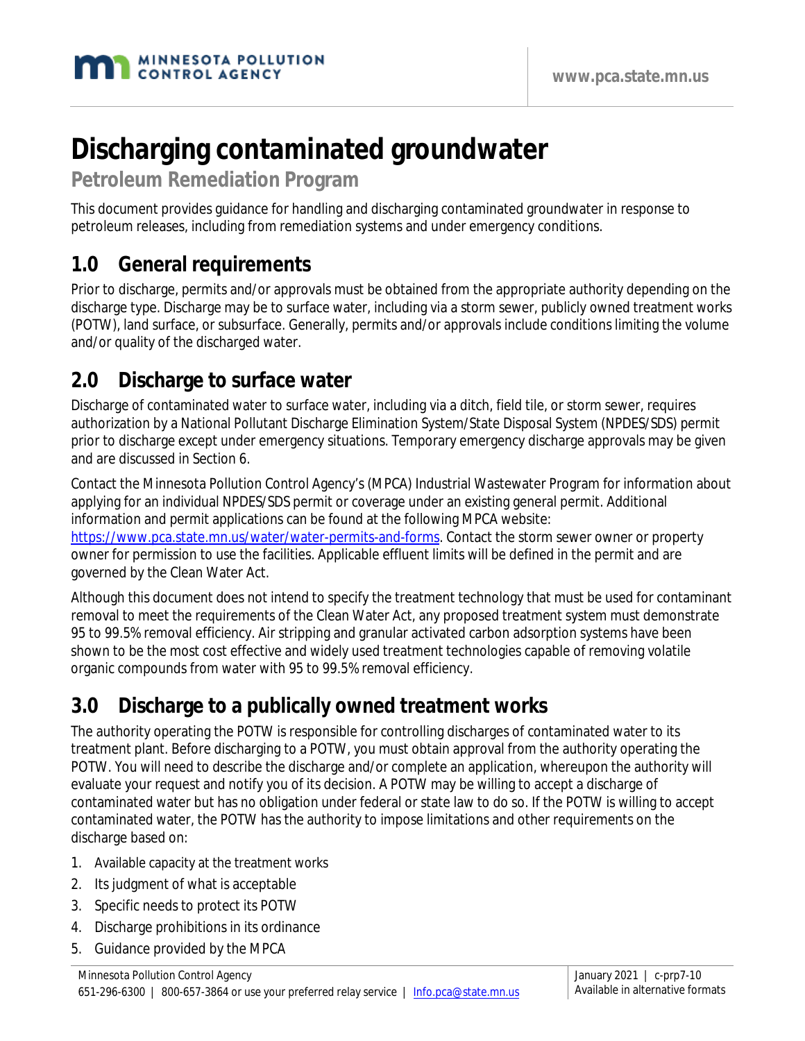# Discharging contaminated groundwater

## Petroleum Remediation Program

This document provides guidance for handling and discharging contaminated groundwater in response to petroleum releases, including from remediation systems and under emergency conditions.

## 1.0 General requirements

Prior to discharge, permits and/or approvals must be obtained from the appropriate authority depending on the discharge type. Discharge may be to surface water, including via a storm sewer, publicly owned treatment works (POTW), land surface, or subsurface. Generally, permits and/or approvals include conditions limiting the volume and/or quality of the discharged water.

## 2.0 Discharge to surface water

Discharge of contaminated water to surface water, including via a ditch, field tile, or storm sewer, requires authorization by a National Pollutant Discharge Elimination System/State Disposal System (NPDES/SDS) permit prior to discharge except under emergency situations. Temporary emergency discharge approvals may be given and are discussed in Section 6.

Contact the Minnesota Pollution Control Agency's (MPCA) Industrial Wastewater Program for information about applying for an individual NPDES/SDS permit or coverage under an existing general permit. Additional information and permit applications can be found at the following MPCA website: https://www.pca.state.mn.us/water/water-permits-and-forms. Contact the storm sewer owner or property owner for permission to use the facilities. Applicable effluent limits will be defined in the permit and are governed by the Clean Water Act.

Although this document does not intend to specify the treatment technology that must be used for contaminant removal to meet the requirements of the Clean Water Act, any proposed treatment system must demonstrate 95 to 99.5% removal efficiency. Air stripping and granular activated carbon adsorption systems have been shown to be the most cost effective and widely used treatment technologies capable of removing volatile organic compounds from water with 95 to 99.5% removal efficiency.

## 3.0 Discharge to a publically owned treatment works

The authority operating the POTW is responsible for controlling discharges of contaminated water to its treatment plant. Before discharging to a POTW, you must obtain approval from the authority operating the POTW. You will need to describe the discharge and/or complete an application, whereupon the authority will evaluate your request and notify you of its decision. A POTW may be willing to accept a discharge of contaminated water but has no obligation under federal or state law to do so. If the POTW is willing to accept contaminated water, the POTW has the authority to impose limitations and other requirements on the discharge based on:

1. Available capacity at the treatment works
2. Its judgment of what is acceptable
3. Specific needs to protect its POTW
4. Discharge prohibitions in its ordinance
5. Guidance provided by the MPCA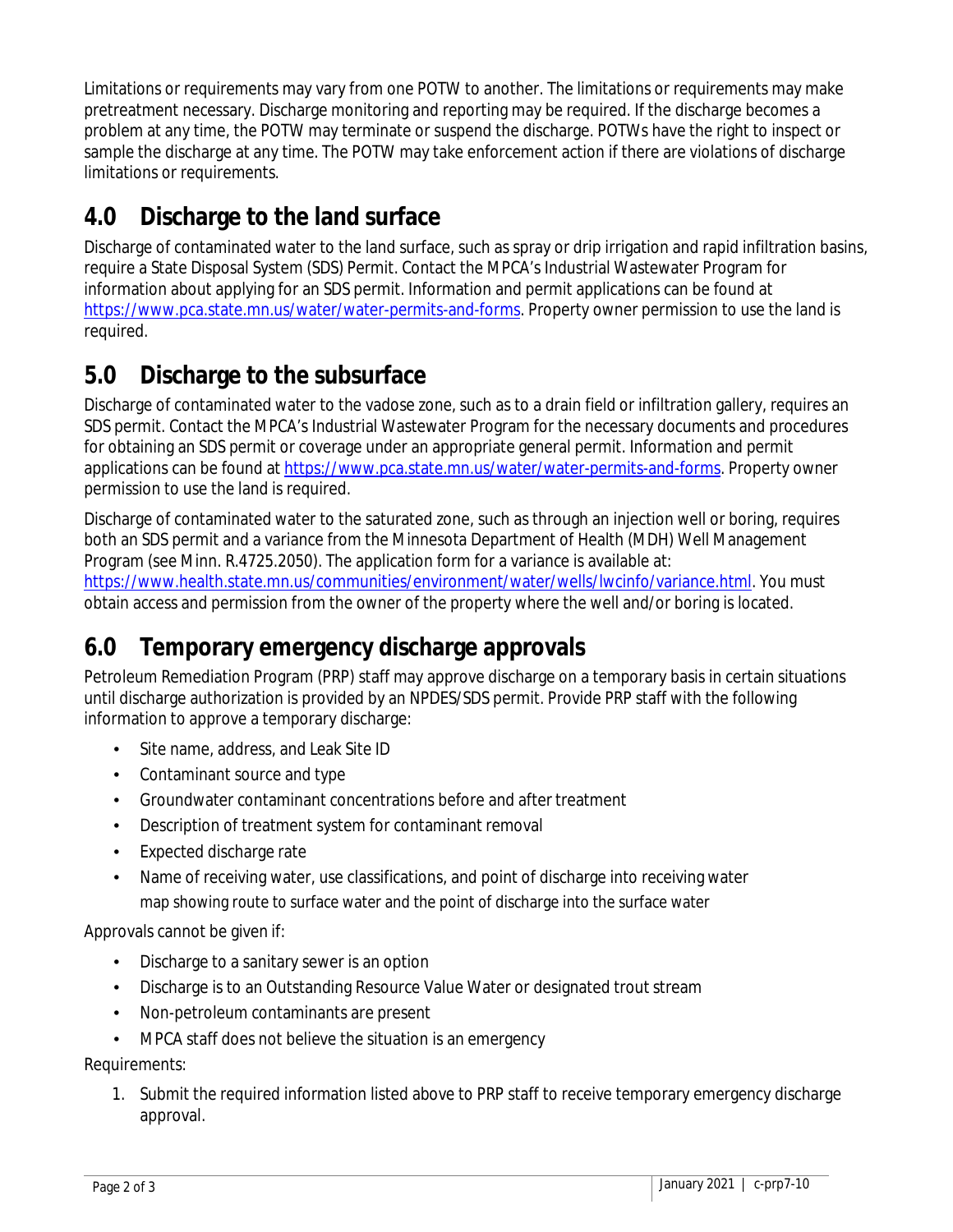Limitations or requirements may vary from one POTW to another. The limitations or requirements may make pretreatment necessary. Discharge monitoring and reporting may be required. If the discharge becomes a problem at any time, the POTW may terminate or suspend the discharge. POTWs have the right to inspect or sample the discharge at any time. The POTW may take enforcement action if there are violations of discharge limitations or requirements.

## 4.0 Discharge to the land surface

Discharge of contaminated water to the land surface, such as spray or drip irrigation and rapid infiltration basins, require a State Disposal System (SDS) Permit. Contact the MPCA's Industrial Wastewater Program for information about applying for an SDS permit. Information and permit applications can be found at https://www.pca.state.mn.us/water/water-permits-and-forms. Property owner permission to use the land is required.

## 5.0 Discharge to the subsurface

Discharge of contaminated water to the vadose zone, such as to a drain field or infiltration gallery, requires an SDS permit. Contact the MPCA's Industrial Wastewater Program for the necessary documents and procedures for obtaining an SDS permit or coverage under an appropriate general permit. Information and permit applications can be found at https://www.pca.state.mn.us/water/water-permits-and-forms. Property owner permission to use the land is required.

Discharge of contaminated water to the saturated zone, such as through an injection well or boring, requires both an SDS permit and a variance from the Minnesota Department of Health (MDH) Well Management Program (see Minn. R.4725.2050). The application form for a variance is available at: https://www.health.state.mn.us/communities/environment/water/wells/lwcinfo/variance.html. You must obtain access and permission from the owner of the property where the well and/or boring is located.

## 6.0 Temporary emergency discharge approvals

Petroleum Remediation Program (PRP) staff may approve discharge on a temporary basis in certain situations until discharge authorization is provided by an NPDES/SDS permit. Provide PRP staff with the following information to approve a temporary discharge:

- Site name, address, and Leak Site ID
- Contaminant source and type
- Groundwater contaminant concentrations before and after treatment
- Description of treatment system for contaminant removal
- Expected discharge rate
- Name of receiving water, use classifications, and point of discharge into receiving water map showing route to surface water and the point of discharge into the surface water

Approvals cannot be given if:

- Discharge to a sanitary sewer is an option
- Discharge is to an Outstanding Resource Value Water or designated trout stream
- Non-petroleum contaminants are present
- MPCA staff does not believe the situation is an emergency

Requirements:

1. Submit the required information listed above to PRP staff to receive temporary emergency discharge approval.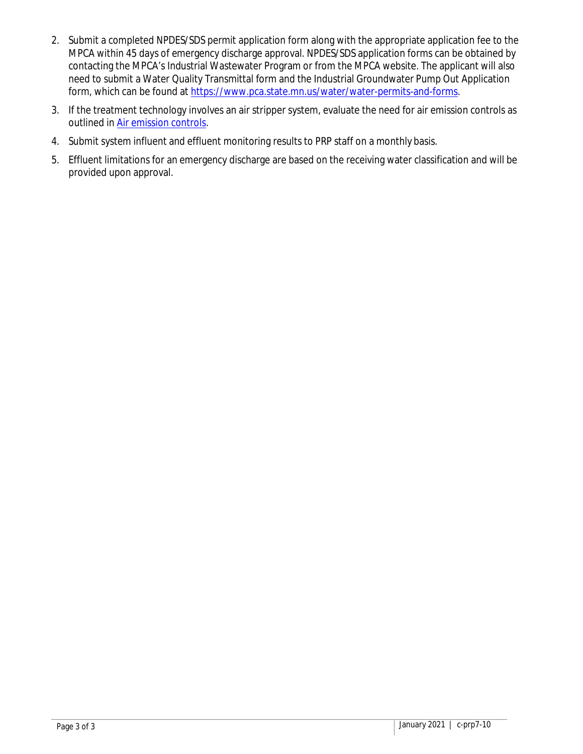2. Submit a completed NPDES/SDS permit application form along with the appropriate application fee to the MPCA within 45 days of emergency discharge approval. NPDES/SDS application forms can be obtained by contacting the MPCA's Industrial Wastewater Program or from the MPCA website. The applicant will also need to submit a Water Quality Transmittal form and the Industrial Groundwater Pump Out Application form, which can be found at [https://www.pca.state.mn.us/water/water-permits-and-forms](https://www.pca.state.mn.us/water/water-permits-and-forms).
3. If the treatment technology involves an air stripper system, evaluate the need for air emission controls as outlined in Air emission controls.
4. Submit system influent and effluent monitoring results to PRP staff on a monthly basis.
5. Effluent limitations for an emergency discharge are based on the receiving water classification and will be provided upon approval.